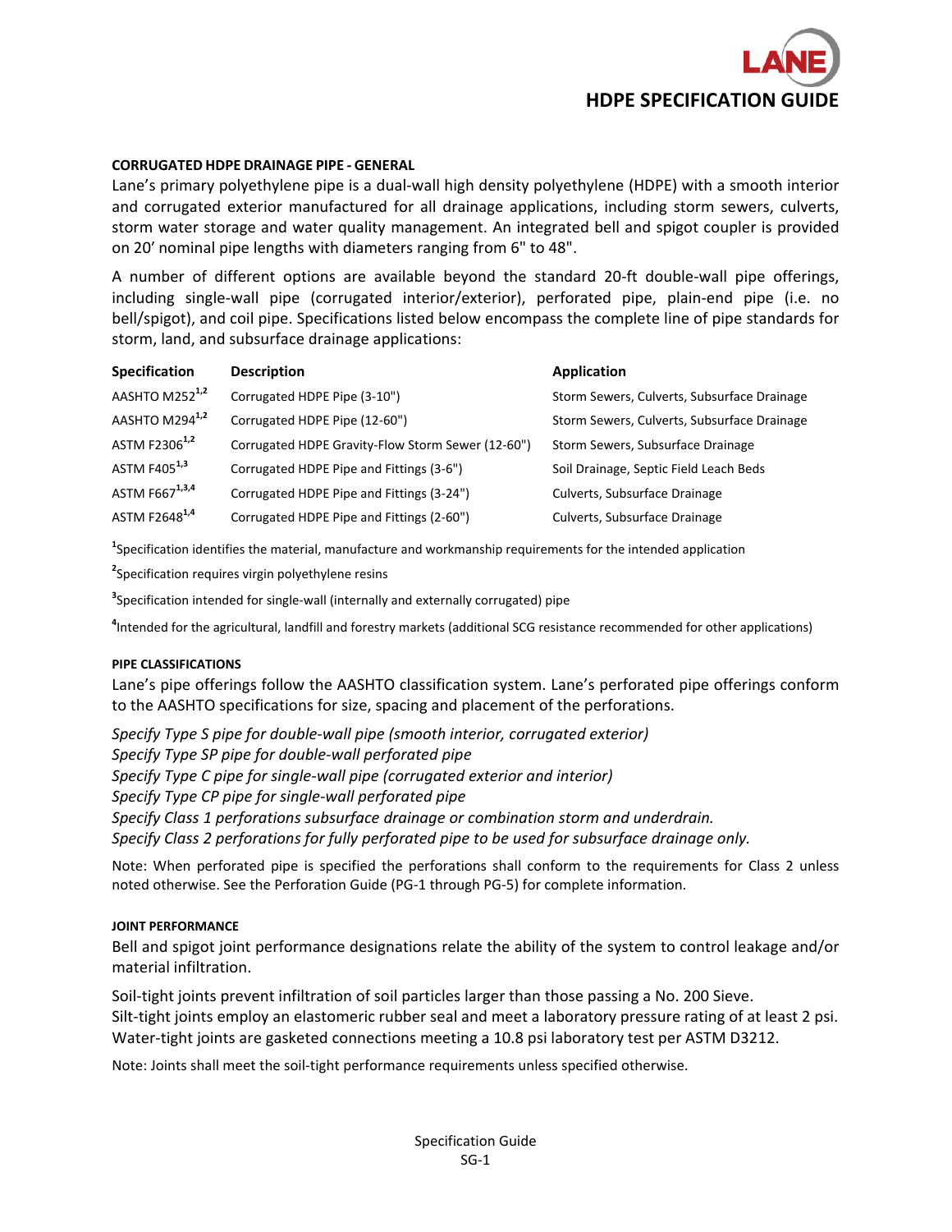# HDPE SPECIFICATION GUIDE

## CORRUGATED HDPE DRAINAGE PIPE - GENERAL

Lane's primary polyethylene pipe is a dual-wall high density polyethylene (HDPE) with a smooth interior and corrugated exterior manufactured for all drainage applications, including storm sewers, culverts, storm water storage and water quality management. An integrated bell and spigot coupler is provided on 20' nominal pipe lengths with diameters ranging from 6" to 48".

A number of different options are available beyond the standard 20-ft double-wall pipe offerings, including single-wall pipe (corrugated interior/exterior), perforated pipe, plain-end pipe (i.e. no bell/spigot), and coil pipe. Specifications listed below encompass the complete line of pipe standards for storm, land, and subsurface drainage applications:

| Specification | Description | Application |
|---|---|---|
| AASHTO M252[1,2] | Corrugated HDPE Pipe (3-10") | Storm Sewers, Culverts, Subsurface Drainage |
| AASHTO M294[1,2] | Corrugated HDPE Pipe (12-60") | Storm Sewers, Culverts, Subsurface Drainage |
| ASTM F2306[1,2] | Corrugated HDPE Gravity-Flow Storm Sewer (12-60") | Storm Sewers, Subsurface Drainage |
| ASTM F405[1,3] | Corrugated HDPE Pipe and Fittings (3-6") | Soil Drainage, Septic Field Leach Beds |
| ASTM F667[1,3,4] | Corrugated HDPE Pipe and Fittings (3-24") | Culverts, Subsurface Drainage |
| ASTM F2648[1,4] | Corrugated HDPE Pipe and Fittings (2-60") | Culverts, Subsurface Drainage |

[1]Specification identifies the material, manufacture and workmanship requirements for the intended application

[2]Specification requires virgin polyethylene resins

[3]Specification intended for single-wall (internally and externally corrugated) pipe

[4]Intended for the agricultural, landfill and forestry markets (additional SCG resistance recommended for other applications)

## PIPE CLASSIFICATIONS

Lane's pipe offerings follow the AASHTO classification system. Lane's perforated pipe offerings conform to the AASHTO specifications for size, spacing and placement of the perforations.

*Specify Type S pipe for double-wall pipe (smooth interior, corrugated exterior)*
*Specify Type SP pipe for double-wall perforated pipe*
*Specify Type C pipe for single-wall pipe (corrugated exterior and interior)*
*Specify Type CP pipe for single-wall perforated pipe*
*Specify Class 1 perforations subsurface drainage or combination storm and underdrain.*
*Specify Class 2 perforations for fully perforated pipe to be used for subsurface drainage only.*

Note: When perforated pipe is specified the perforations shall conform to the requirements for Class 2 unless noted otherwise. See the Perforation Guide (PG-1 through PG-5) for complete information.

## JOINT PERFORMANCE

Bell and spigot joint performance designations relate the ability of the system to control leakage and/or material infiltration.

Soil-tight joints prevent infiltration of soil particles larger than those passing a No. 200 Sieve.
Silt-tight joints employ an elastomeric rubber seal and meet a laboratory pressure rating of at least 2 psi.
Water-tight joints are gasketed connections meeting a 10.8 psi laboratory test per ASTM D3212.

Note: Joints shall meet the soil-tight performance requirements unless specified otherwise.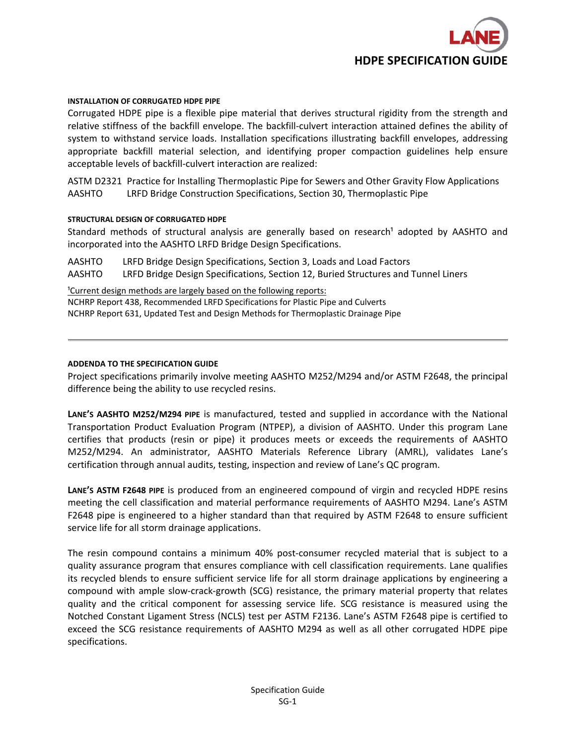#### INSTALLATION OF CORRUGATED HDPE PIPE

Corrugated HDPE pipe is a flexible pipe material that derives structural rigidity from the strength and relative stiffness of the backfill envelope. The backfill-culvert interaction attained defines the ability of system to withstand service loads. Installation specifications illustrating backfill envelopes, addressing appropriate backfill material selection, and identifying proper compaction guidelines help ensure acceptable levels of backfill-culvert interaction are realized:

ASTM D2321 Practice for Installing Thermoplastic Pipe for Sewers and Other Gravity Flow Applications
AASHTO LRFD Bridge Construction Specifications, Section 30, Thermoplastic Pipe

#### STRUCTURAL DESIGN OF CORRUGATED HDPE

Standard methods of structural analysis are generally based on research[1] adopted by AASHTO and incorporated into the AASHTO LRFD Bridge Design Specifications.

AASHTO LRFD Bridge Design Specifications, Section 3, Loads and Load Factors
AASHTO LRFD Bridge Design Specifications, Section 12, Buried Structures and Tunnel Liners

[1]Current design methods are largely based on the following reports:
NCHRP Report 438, Recommended LRFD Specifications for Plastic Pipe and Culverts
NCHRP Report 631, Updated Test and Design Methods for Thermoplastic Drainage Pipe

---

#### ADDENDA TO THE SPECIFICATION GUIDE

Project specifications primarily involve meeting AASHTO M252/M294 and/or ASTM F2648, the principal difference being the ability to use recycled resins.

**LANE'S AASHTO M252/M294 PIPE** is manufactured, tested and supplied in accordance with the National Transportation Product Evaluation Program (NTPEP), a division of AASHTO. Under this program Lane certifies that products (resin or pipe) it produces meets or exceeds the requirements of AASHTO M252/M294. An administrator, AASHTO Materials Reference Library (AMRL), validates Lane's certification through annual audits, testing, inspection and review of Lane's QC program.

**LANE'S ASTM F2648 PIPE** is produced from an engineered compound of virgin and recycled HDPE resins meeting the cell classification and material performance requirements of AASHTO M294. Lane's ASTM F2648 pipe is engineered to a higher standard than that required by ASTM F2648 to ensure sufficient service life for all storm drainage applications.

The resin compound contains a minimum 40% post-consumer recycled material that is subject to a quality assurance program that ensures compliance with cell classification requirements. Lane qualifies its recycled blends to ensure sufficient service life for all storm drainage applications by engineering a compound with ample slow-crack-growth (SCG) resistance, the primary material property that relates quality and the critical component for assessing service life. SCG resistance is measured using the Notched Constant Ligament Stress (NCLS) test per ASTM F2136. Lane's ASTM F2648 pipe is certified to exceed the SCG resistance requirements of AASHTO M294 as well as all other corrugated HDPE pipe specifications.